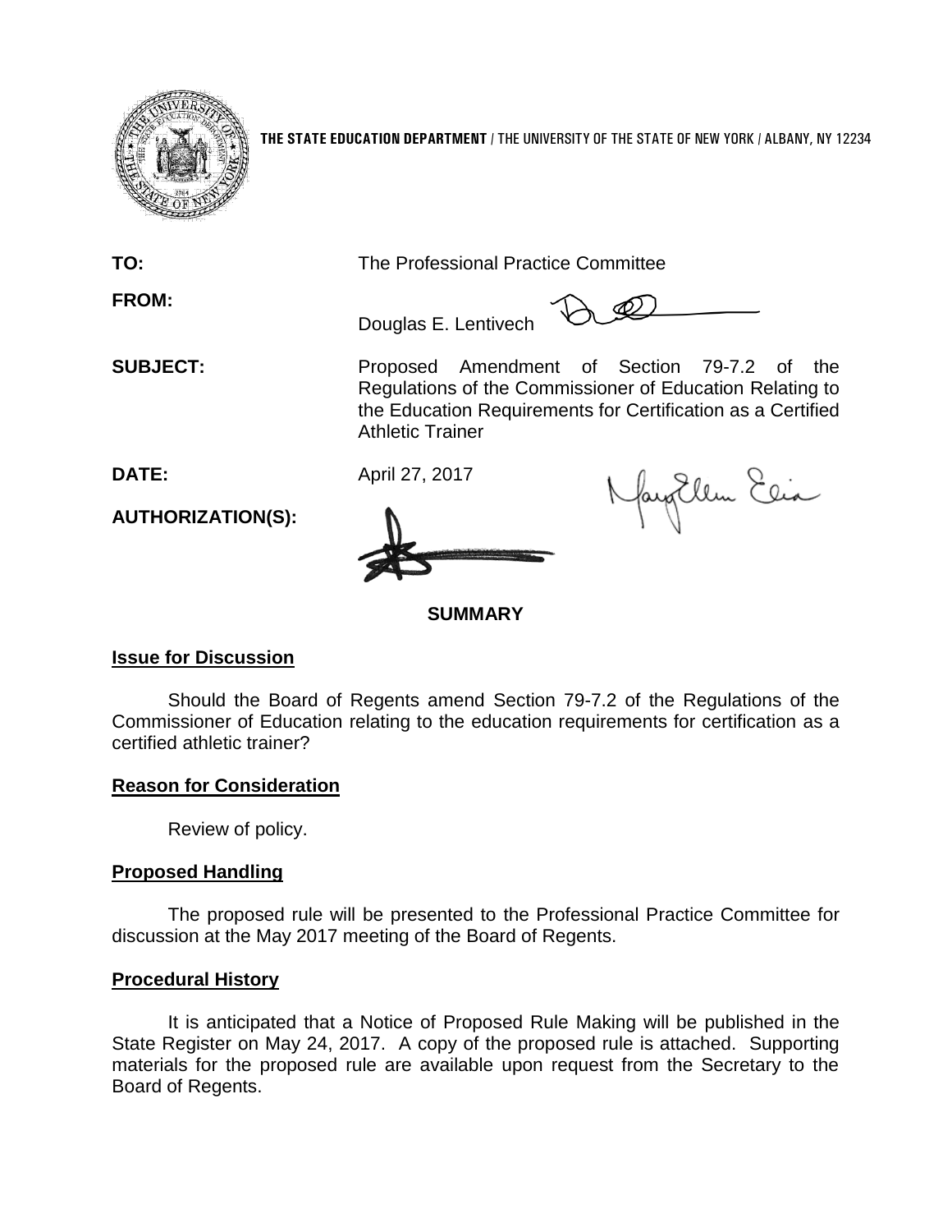**THE STATE EDUCATION DEPARTMENT** / THE UNIVERSITY OF THE STATE OF NEW YORK / ALBANY, NY 12234

**TO:** The Professional Practice Committee

**FROM:** Douglas E. Lentivech

**SUBJECT:** Proposed Amendment of Section 79-7.2 of the Regulations of the Commissioner of Education Relating to the Education Requirements for Certification as a Certified Athletic Trainer

**DATE:** April 27, 2017

**AUTHORIZATION(S):**

**SUMMARY**

**Issue for Discussion**

Should the Board of Regents amend Section 79-7.2 of the Regulations of the Commissioner of Education relating to the education requirements for certification as a certified athletic trainer?

**Reason for Consideration**

Review of policy.

**Proposed Handling**

The proposed rule will be presented to the Professional Practice Committee for discussion at the May 2017 meeting of the Board of Regents.

**Procedural History**

It is anticipated that a Notice of Proposed Rule Making will be published in the State Register on May 24, 2017. A copy of the proposed rule is attached. Supporting materials for the proposed rule are available upon request from the Secretary to the Board of Regents.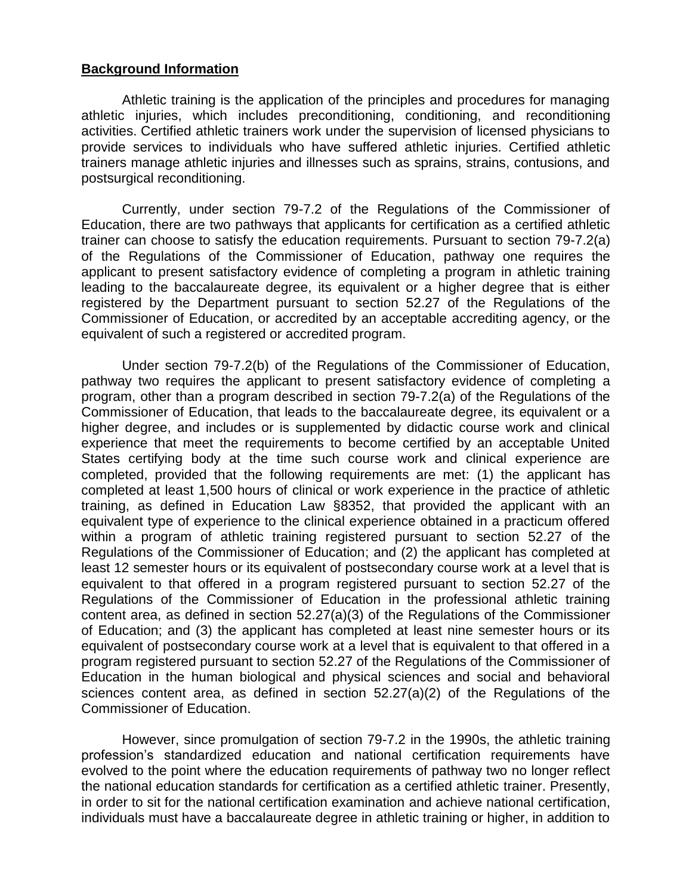## **Background Information**

Athletic training is the application of the principles and procedures for managing athletic injuries, which includes preconditioning, conditioning, and reconditioning activities. Certified athletic trainers work under the supervision of licensed physicians to provide services to individuals who have suffered athletic injuries. Certified athletic trainers manage athletic injuries and illnesses such as sprains, strains, contusions, and postsurgical reconditioning.

Currently, under section 79-7.2 of the Regulations of the Commissioner of Education, there are two pathways that applicants for certification as a certified athletic trainer can choose to satisfy the education requirements. Pursuant to section 79-7.2(a) of the Regulations of the Commissioner of Education, pathway one requires the applicant to present satisfactory evidence of completing a program in athletic training leading to the baccalaureate degree, its equivalent or a higher degree that is either registered by the Department pursuant to section 52.27 of the Regulations of the Commissioner of Education, or accredited by an acceptable accrediting agency, or the equivalent of such a registered or accredited program.

Under section 79-7.2(b) of the Regulations of the Commissioner of Education, pathway two requires the applicant to present satisfactory evidence of completing a program, other than a program described in section 79-7.2(a) of the Regulations of the Commissioner of Education, that leads to the baccalaureate degree, its equivalent or a higher degree, and includes or is supplemented by didactic course work and clinical experience that meet the requirements to become certified by an acceptable United States certifying body at the time such course work and clinical experience are completed, provided that the following requirements are met: (1) the applicant has completed at least 1,500 hours of clinical or work experience in the practice of athletic training, as defined in Education Law §8352, that provided the applicant with an equivalent type of experience to the clinical experience obtained in a practicum offered within a program of athletic training registered pursuant to section 52.27 of the Regulations of the Commissioner of Education; and (2) the applicant has completed at least 12 semester hours or its equivalent of postsecondary course work at a level that is equivalent to that offered in a program registered pursuant to section 52.27 of the Regulations of the Commissioner of Education in the professional athletic training content area, as defined in section 52.27(a)(3) of the Regulations of the Commissioner of Education; and (3) the applicant has completed at least nine semester hours or its equivalent of postsecondary course work at a level that is equivalent to that offered in a program registered pursuant to section 52.27 of the Regulations of the Commissioner of Education in the human biological and physical sciences and social and behavioral sciences content area, as defined in section 52.27(a)(2) of the Regulations of the Commissioner of Education.

However, since promulgation of section 79-7.2 in the 1990s, the athletic training profession's standardized education and national certification requirements have evolved to the point where the education requirements of pathway two no longer reflect the national education standards for certification as a certified athletic trainer. Presently, in order to sit for the national certification examination and achieve national certification, individuals must have a baccalaureate degree in athletic training or higher, in addition to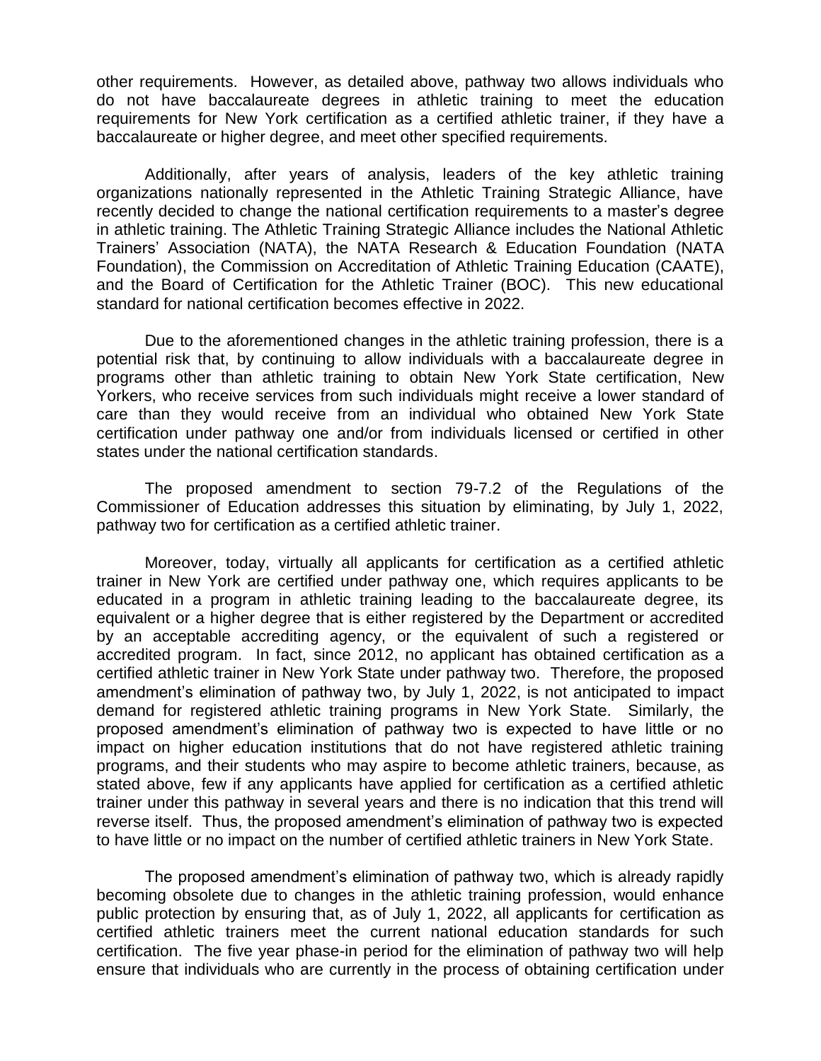other requirements. However, as detailed above, pathway two allows individuals who do not have baccalaureate degrees in athletic training to meet the education requirements for New York certification as a certified athletic trainer, if they have a baccalaureate or higher degree, and meet other specified requirements.

Additionally, after years of analysis, leaders of the key athletic training organizations nationally represented in the Athletic Training Strategic Alliance, have recently decided to change the national certification requirements to a master's degree in athletic training. The Athletic Training Strategic Alliance includes the National Athletic Trainers' Association (NATA), the NATA Research & Education Foundation (NATA Foundation), the Commission on Accreditation of Athletic Training Education (CAATE), and the Board of Certification for the Athletic Trainer (BOC). This new educational standard for national certification becomes effective in 2022.

Due to the aforementioned changes in the athletic training profession, there is a potential risk that, by continuing to allow individuals with a baccalaureate degree in programs other than athletic training to obtain New York State certification, New Yorkers, who receive services from such individuals might receive a lower standard of care than they would receive from an individual who obtained New York State certification under pathway one and/or from individuals licensed or certified in other states under the national certification standards.

The proposed amendment to section 79-7.2 of the Regulations of the Commissioner of Education addresses this situation by eliminating, by July 1, 2022, pathway two for certification as a certified athletic trainer.

Moreover, today, virtually all applicants for certification as a certified athletic trainer in New York are certified under pathway one, which requires applicants to be educated in a program in athletic training leading to the baccalaureate degree, its equivalent or a higher degree that is either registered by the Department or accredited by an acceptable accrediting agency, or the equivalent of such a registered or accredited program. In fact, since 2012, no applicant has obtained certification as a certified athletic trainer in New York State under pathway two. Therefore, the proposed amendment's elimination of pathway two, by July 1, 2022, is not anticipated to impact demand for registered athletic training programs in New York State. Similarly, the proposed amendment's elimination of pathway two is expected to have little or no impact on higher education institutions that do not have registered athletic training programs, and their students who may aspire to become athletic trainers, because, as stated above, few if any applicants have applied for certification as a certified athletic trainer under this pathway in several years and there is no indication that this trend will reverse itself. Thus, the proposed amendment's elimination of pathway two is expected to have little or no impact on the number of certified athletic trainers in New York State.

The proposed amendment's elimination of pathway two, which is already rapidly becoming obsolete due to changes in the athletic training profession, would enhance public protection by ensuring that, as of July 1, 2022, all applicants for certification as certified athletic trainers meet the current national education standards for such certification. The five year phase-in period for the elimination of pathway two will help ensure that individuals who are currently in the process of obtaining certification under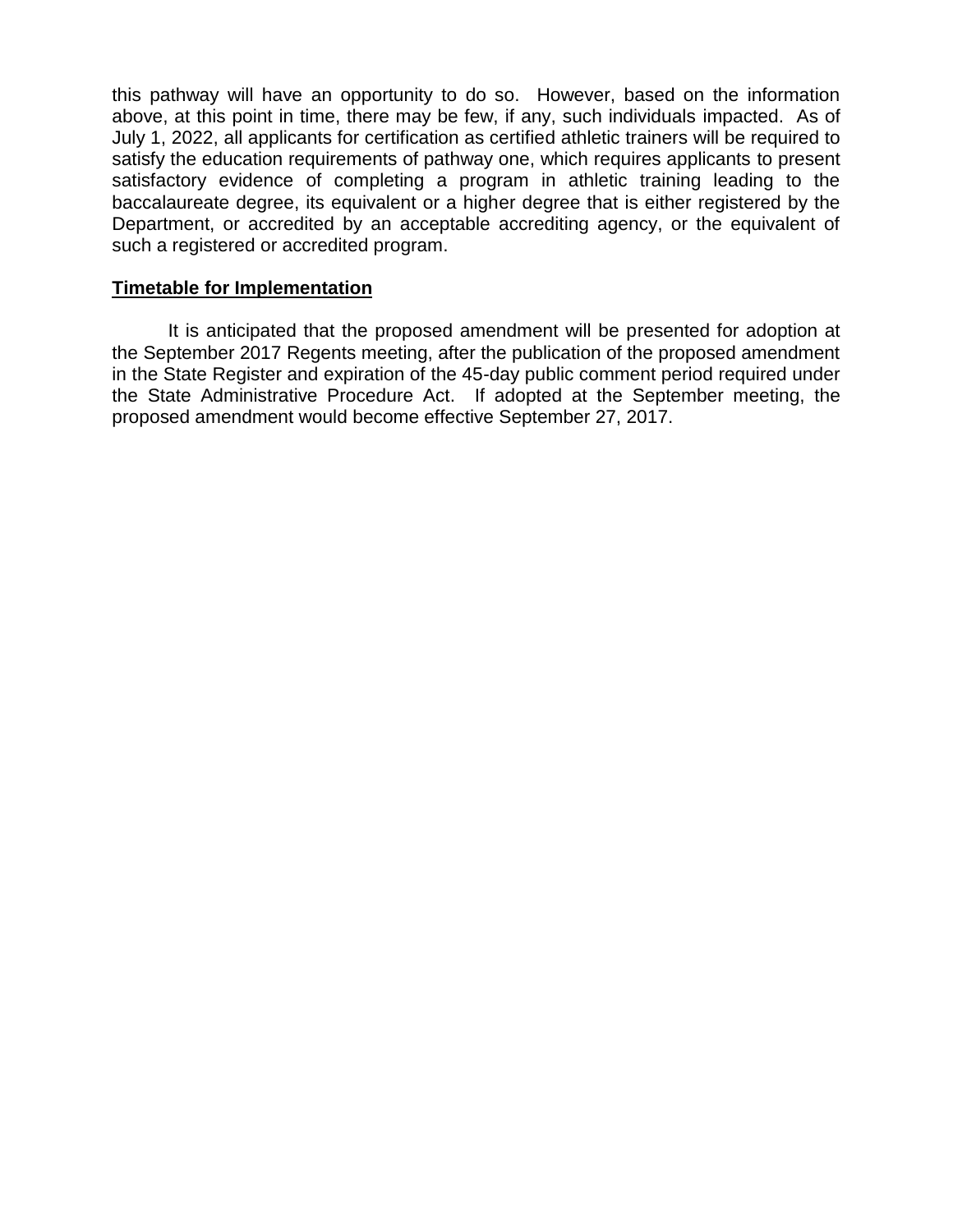this pathway will have an opportunity to do so. However, based on the information above, at this point in time, there may be few, if any, such individuals impacted. As of July 1, 2022, all applicants for certification as certified athletic trainers will be required to satisfy the education requirements of pathway one, which requires applicants to present satisfactory evidence of completing a program in athletic training leading to the baccalaureate degree, its equivalent or a higher degree that is either registered by the Department, or accredited by an acceptable accrediting agency, or the equivalent of such a registered or accredited program.

**Timetable for Implementation**

It is anticipated that the proposed amendment will be presented for adoption at the September 2017 Regents meeting, after the publication of the proposed amendment in the State Register and expiration of the 45-day public comment period required under the State Administrative Procedure Act. If adopted at the September meeting, the proposed amendment would become effective September 27, 2017.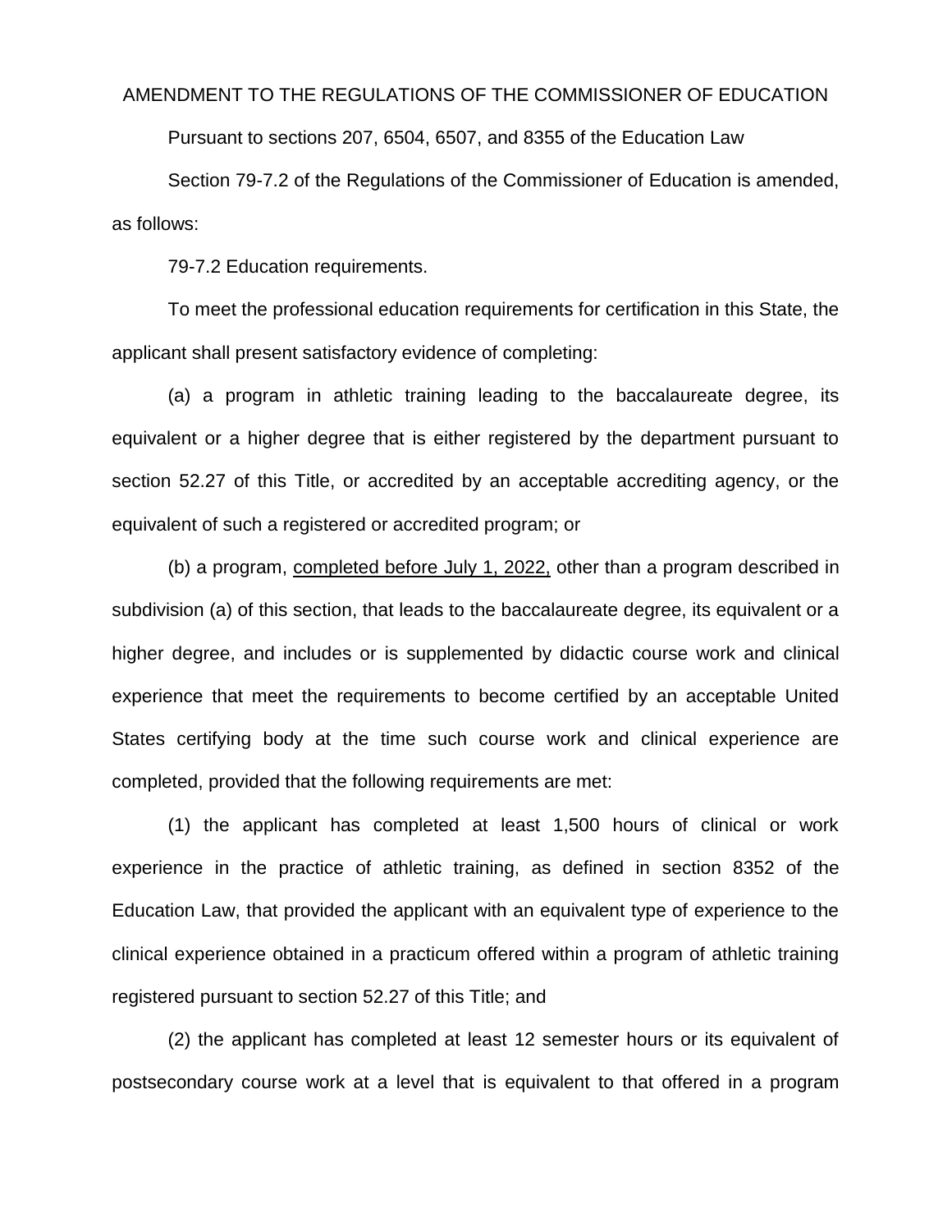AMENDMENT TO THE REGULATIONS OF THE COMMISSIONER OF EDUCATION

Pursuant to sections 207, 6504, 6507, and 8355 of the Education Law

Section 79-7.2 of the Regulations of the Commissioner of Education is amended, as follows:

79-7.2 Education requirements.

To meet the professional education requirements for certification in this State, the applicant shall present satisfactory evidence of completing:

(a) a program in athletic training leading to the baccalaureate degree, its equivalent or a higher degree that is either registered by the department pursuant to section 52.27 of this Title, or accredited by an acceptable accrediting agency, or the equivalent of such a registered or accredited program; or

(b) a program, <u>completed before July 1, 2022,</u> other than a program described in subdivision (a) of this section, that leads to the baccalaureate degree, its equivalent or a higher degree, and includes or is supplemented by didactic course work and clinical experience that meet the requirements to become certified by an acceptable United States certifying body at the time such course work and clinical experience are completed, provided that the following requirements are met:

(1) the applicant has completed at least 1,500 hours of clinical or work experience in the practice of athletic training, as defined in section 8352 of the Education Law, that provided the applicant with an equivalent type of experience to the clinical experience obtained in a practicum offered within a program of athletic training registered pursuant to section 52.27 of this Title; and

(2) the applicant has completed at least 12 semester hours or its equivalent of postsecondary course work at a level that is equivalent to that offered in a program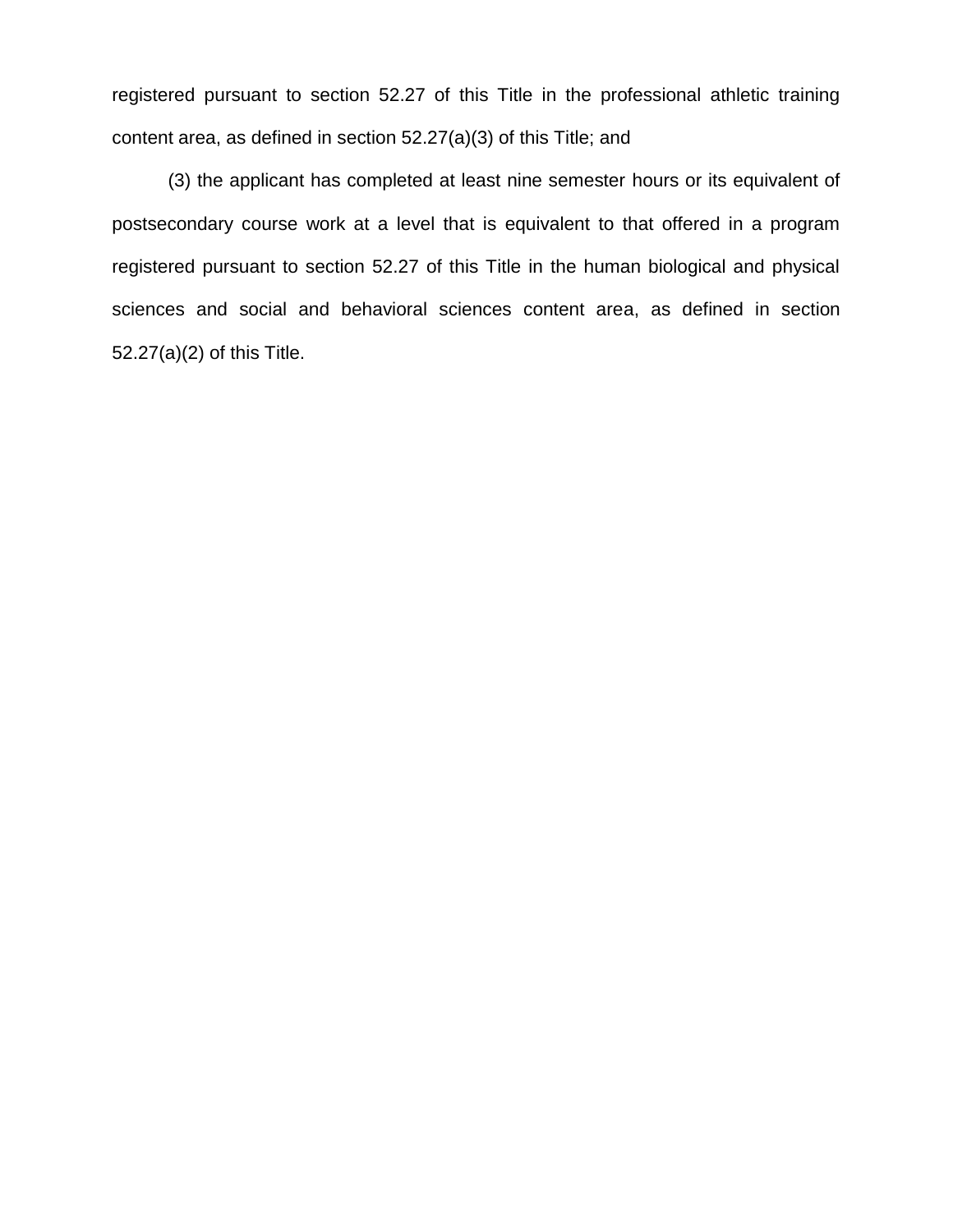registered pursuant to section 52.27 of this Title in the professional athletic training content area, as defined in section 52.27(a)(3) of this Title; and

(3) the applicant has completed at least nine semester hours or its equivalent of postsecondary course work at a level that is equivalent to that offered in a program registered pursuant to section 52.27 of this Title in the human biological and physical sciences and social and behavioral sciences content area, as defined in section 52.27(a)(2) of this Title.